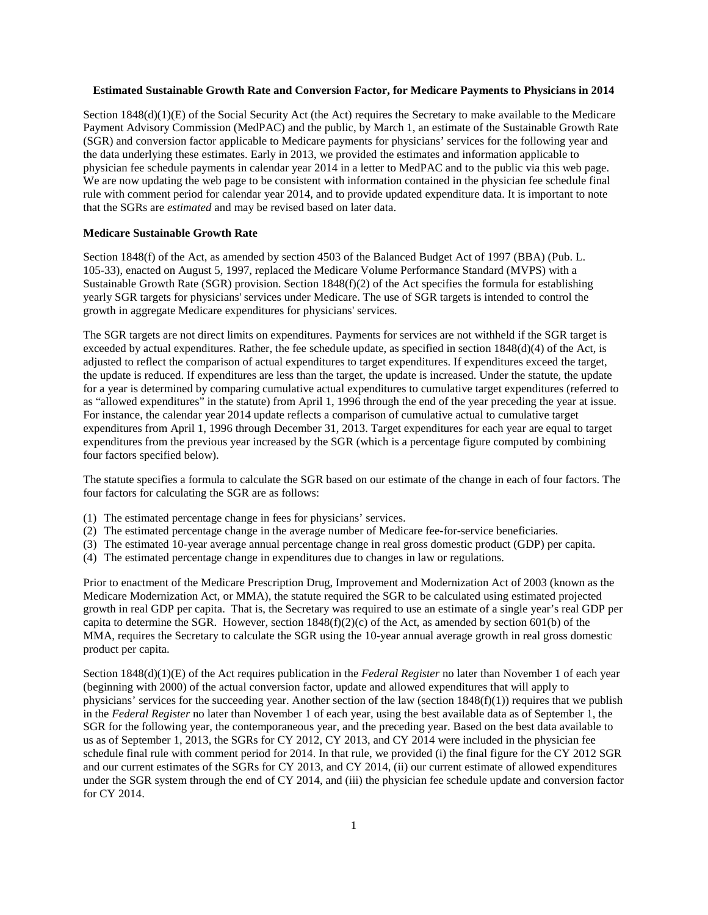**Estimated Sustainable Growth Rate and Conversion Factor, for Medicare Payments to Physicians in 2014**

Section 1848(d)(1)(E) of the Social Security Act (the Act) requires the Secretary to make available to the Medicare Payment Advisory Commission (MedPAC) and the public, by March 1, an estimate of the Sustainable Growth Rate (SGR) and conversion factor applicable to Medicare payments for physicians' services for the following year and the data underlying these estimates. Early in 2013, we provided the estimates and information applicable to physician fee schedule payments in calendar year 2014 in a letter to MedPAC and to the public via this web page. We are now updating the web page to be consistent with information contained in the physician fee schedule final rule with comment period for calendar year 2014, and to provide updated expenditure data. It is important to note that the SGRs are *estimated* and may be revised based on later data.

**Medicare Sustainable Growth Rate**

Section 1848(f) of the Act, as amended by section 4503 of the Balanced Budget Act of 1997 (BBA) (Pub. L. 105-33), enacted on August 5, 1997, replaced the Medicare Volume Performance Standard (MVPS) with a Sustainable Growth Rate (SGR) provision. Section 1848(f)(2) of the Act specifies the formula for establishing yearly SGR targets for physicians' services under Medicare. The use of SGR targets is intended to control the growth in aggregate Medicare expenditures for physicians' services.

The SGR targets are not direct limits on expenditures. Payments for services are not withheld if the SGR target is exceeded by actual expenditures. Rather, the fee schedule update, as specified in section 1848(d)(4) of the Act, is adjusted to reflect the comparison of actual expenditures to target expenditures. If expenditures exceed the target, the update is reduced. If expenditures are less than the target, the update is increased. Under the statute, the update for a year is determined by comparing cumulative actual expenditures to cumulative target expenditures (referred to as "allowed expenditures" in the statute) from April 1, 1996 through the end of the year preceding the year at issue. For instance, the calendar year 2014 update reflects a comparison of cumulative actual to cumulative target expenditures from April 1, 1996 through December 31, 2013. Target expenditures for each year are equal to target expenditures from the previous year increased by the SGR (which is a percentage figure computed by combining four factors specified below).

The statute specifies a formula to calculate the SGR based on our estimate of the change in each of four factors. The four factors for calculating the SGR are as follows:

(1) The estimated percentage change in fees for physicians' services.
(2) The estimated percentage change in the average number of Medicare fee-for-service beneficiaries.
(3) The estimated 10-year average annual percentage change in real gross domestic product (GDP) per capita.
(4) The estimated percentage change in expenditures due to changes in law or regulations.

Prior to enactment of the Medicare Prescription Drug, Improvement and Modernization Act of 2003 (known as the Medicare Modernization Act, or MMA), the statute required the SGR to be calculated using estimated projected growth in real GDP per capita. That is, the Secretary was required to use an estimate of a single year's real GDP per capita to determine the SGR. However, section 1848(f)(2)(c) of the Act, as amended by section 601(b) of the MMA, requires the Secretary to calculate the SGR using the 10-year annual average growth in real gross domestic product per capita.

Section 1848(d)(1)(E) of the Act requires publication in the *Federal Register* no later than November 1 of each year (beginning with 2000) of the actual conversion factor, update and allowed expenditures that will apply to physicians' services for the succeeding year. Another section of the law (section 1848(f)(1)) requires that we publish in the *Federal Register* no later than November 1 of each year, using the best available data as of September 1, the SGR for the following year, the contemporaneous year, and the preceding year. Based on the best data available to us as of September 1, 2013, the SGRs for CY 2012, CY 2013, and CY 2014 were included in the physician fee schedule final rule with comment period for 2014. In that rule, we provided (i) the final figure for the CY 2012 SGR and our current estimates of the SGRs for CY 2013, and CY 2014, (ii) our current estimate of allowed expenditures under the SGR system through the end of CY 2014, and (iii) the physician fee schedule update and conversion factor for CY 2014.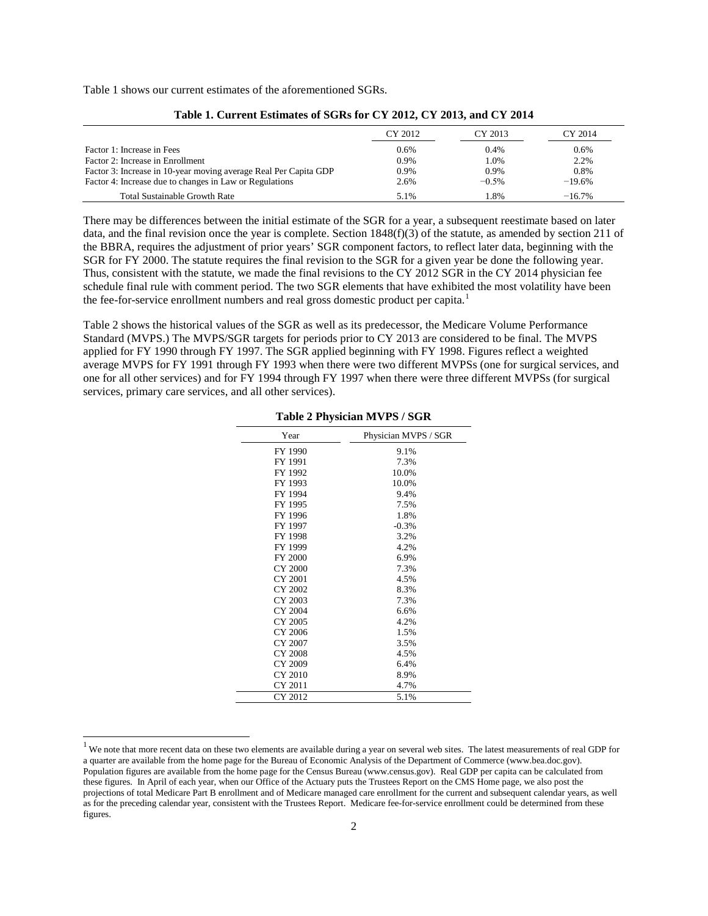Table 1 shows our current estimates of the aforementioned SGRs.

**Table 1. Current Estimates of SGRs for CY 2012, CY 2013, and CY 2014**

| | CY 2012 | CY 2013 | CY 2014 |
|---|---|---|---|
| Factor 1: Increase in Fees | 0.6% | 0.4% | 0.6% |
| Factor 2: Increase in Enrollment | 0.9% | 1.0% | 2.2% |
| Factor 3: Increase in 10-year moving average Real Per Capita GDP | 0.9% | 0.9% | 0.8% |
| Factor 4: Increase due to changes in Law or Regulations | 2.6% | −0.5% | −19.6% |
| Total Sustainable Growth Rate | 5.1% | 1.8% | −16.7% |

There may be differences between the initial estimate of the SGR for a year, a subsequent reestimate based on later data, and the final revision once the year is complete. Section 1848(f)(3) of the statute, as amended by section 211 of the BBRA, requires the adjustment of prior years' SGR component factors, to reflect later data, beginning with the SGR for FY 2000. The statute requires the final revision to the SGR for a given year be done the following year. Thus, consistent with the statute, we made the final revisions to the CY 2012 SGR in the CY 2014 physician fee schedule final rule with comment period. The two SGR elements that have exhibited the most volatility have been the fee-for-service enrollment numbers and real gross domestic product per capita.[1]

Table 2 shows the historical values of the SGR as well as its predecessor, the Medicare Volume Performance Standard (MVPS.) The MVPS/SGR targets for periods prior to CY 2013 are considered to be final. The MVPS applied for FY 1990 through FY 1997. The SGR applied beginning with FY 1998. Figures reflect a weighted average MVPS for FY 1991 through FY 1993 when there were two different MVPSs (one for surgical services, and one for all other services) and for FY 1994 through FY 1997 when there were three different MVPSs (for surgical services, primary care services, and all other services).

**Table 2 Physician MVPS / SGR**

| Year | Physician MVPS / SGR |
|---|---|
| FY 1990 | 9.1% |
| FY 1991 | 7.3% |
| FY 1992 | 10.0% |
| FY 1993 | 10.0% |
| FY 1994 | 9.4% |
| FY 1995 | 7.5% |
| FY 1996 | 1.8% |
| FY 1997 | -0.3% |
| FY 1998 | 3.2% |
| FY 1999 | 4.2% |
| FY 2000 | 6.9% |
| CY 2000 | 7.3% |
| CY 2001 | 4.5% |
| CY 2002 | 8.3% |
| CY 2003 | 7.3% |
| CY 2004 | 6.6% |
| CY 2005 | 4.2% |
| CY 2006 | 1.5% |
| CY 2007 | 3.5% |
| CY 2008 | 4.5% |
| CY 2009 | 6.4% |
| CY 2010 | 8.9% |
| CY 2011 | 4.7% |
| CY 2012 | 5.1% |

[1] We note that more recent data on these two elements are available during a year on several web sites. The latest measurements of real GDP for a quarter are available from the home page for the Bureau of Economic Analysis of the Department of Commerce (www.bea.doc.gov). Population figures are available from the home page for the Census Bureau (www.census.gov). Real GDP per capita can be calculated from these figures. In April of each year, when our Office of the Actuary puts the Trustees Report on the CMS Home page, we also post the projections of total Medicare Part B enrollment and of Medicare managed care enrollment for the current and subsequent calendar years, as well as for the preceding calendar year, consistent with the Trustees Report. Medicare fee-for-service enrollment could be determined from these figures.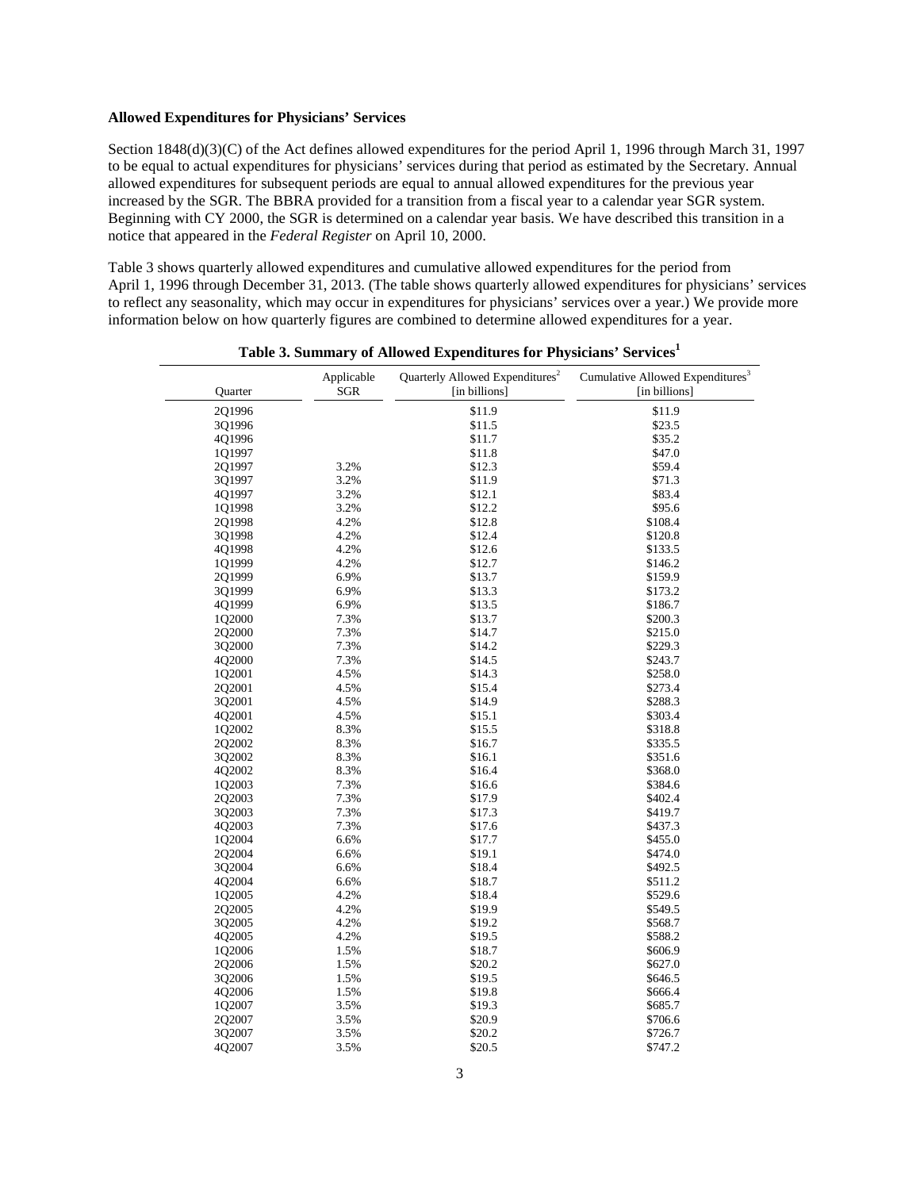**Allowed Expenditures for Physicians' Services**

Section 1848(d)(3)(C) of the Act defines allowed expenditures for the period April 1, 1996 through March 31, 1997 to be equal to actual expenditures for physicians' services during that period as estimated by the Secretary. Annual allowed expenditures for subsequent periods are equal to annual allowed expenditures for the previous year increased by the SGR. The BBRA provided for a transition from a fiscal year to a calendar year SGR system. Beginning with CY 2000, the SGR is determined on a calendar year basis. We have described this transition in a notice that appeared in the *Federal Register* on April 10, 2000.

Table 3 shows quarterly allowed expenditures and cumulative allowed expenditures for the period from April 1, 1996 through December 31, 2013. (The table shows quarterly allowed expenditures for physicians' services to reflect any seasonality, which may occur in expenditures for physicians' services over a year.) We provide more information below on how quarterly figures are combined to determine allowed expenditures for a year.

**Table 3. Summary of Allowed Expenditures for Physicians' Services[1]**

| Quarter | Applicable SGR | Quarterly Allowed Expenditures[2] [in billions] | Cumulative Allowed Expenditures[3] [in billions] |
|---|---|---|---|
| 2Q1996 | | $11.9 | $11.9 |
| 3Q1996 | | $11.5 | $23.5 |
| 4Q1996 | | $11.7 | $35.2 |
| 1Q1997 | | $11.8 | $47.0 |
| 2Q1997 | 3.2% | $12.3 | $59.4 |
| 3Q1997 | 3.2% | $11.9 | $71.3 |
| 4Q1997 | 3.2% | $12.1 | $83.4 |
| 1Q1998 | 3.2% | $12.2 | $95.6 |
| 2Q1998 | 4.2% | $12.8 | $108.4 |
| 3Q1998 | 4.2% | $12.4 | $120.8 |
| 4Q1998 | 4.2% | $12.6 | $133.5 |
| 1Q1999 | 4.2% | $12.7 | $146.2 |
| 2Q1999 | 6.9% | $13.7 | $159.9 |
| 3Q1999 | 6.9% | $13.3 | $173.2 |
| 4Q1999 | 6.9% | $13.5 | $186.7 |
| 1Q2000 | 7.3% | $13.7 | $200.3 |
| 2Q2000 | 7.3% | $14.7 | $215.0 |
| 3Q2000 | 7.3% | $14.2 | $229.3 |
| 4Q2000 | 7.3% | $14.5 | $243.7 |
| 1Q2001 | 4.5% | $14.3 | $258.0 |
| 2Q2001 | 4.5% | $15.4 | $273.4 |
| 3Q2001 | 4.5% | $14.9 | $288.3 |
| 4Q2001 | 4.5% | $15.1 | $303.4 |
| 1Q2002 | 8.3% | $15.5 | $318.8 |
| 2Q2002 | 8.3% | $16.7 | $335.5 |
| 3Q2002 | 8.3% | $16.1 | $351.6 |
| 4Q2002 | 8.3% | $16.4 | $368.0 |
| 1Q2003 | 7.3% | $16.6 | $384.6 |
| 2Q2003 | 7.3% | $17.9 | $402.4 |
| 3Q2003 | 7.3% | $17.3 | $419.7 |
| 4Q2003 | 7.3% | $17.6 | $437.3 |
| 1Q2004 | 6.6% | $17.7 | $455.0 |
| 2Q2004 | 6.6% | $19.1 | $474.0 |
| 3Q2004 | 6.6% | $18.4 | $492.5 |
| 4Q2004 | 6.6% | $18.7 | $511.2 |
| 1Q2005 | 4.2% | $18.4 | $529.6 |
| 2Q2005 | 4.2% | $19.9 | $549.5 |
| 3Q2005 | 4.2% | $19.2 | $568.7 |
| 4Q2005 | 4.2% | $19.5 | $588.2 |
| 1Q2006 | 1.5% | $18.7 | $606.9 |
| 2Q2006 | 1.5% | $20.2 | $627.0 |
| 3Q2006 | 1.5% | $19.5 | $646.5 |
| 4Q2006 | 1.5% | $19.8 | $666.4 |
| 1Q2007 | 3.5% | $19.3 | $685.7 |
| 2Q2007 | 3.5% | $20.9 | $706.6 |
| 3Q2007 | 3.5% | $20.2 | $726.7 |
| 4Q2007 | 3.5% | $20.5 | $747.2 |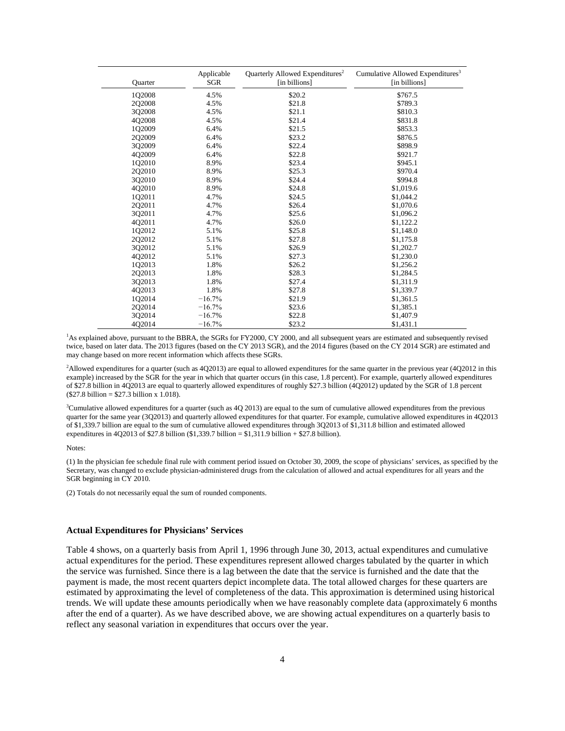| Quarter | Applicable SGR | Quarterly Allowed Expenditures[2] [in billions] | Cumulative Allowed Expenditures[3] [in billions] |
|---|---|---|---|
| 1Q2008 | 4.5% | $20.2 | $767.5 |
| 2Q2008 | 4.5% | $21.8 | $789.3 |
| 3Q2008 | 4.5% | $21.1 | $810.3 |
| 4Q2008 | 4.5% | $21.4 | $831.8 |
| 1Q2009 | 6.4% | $21.5 | $853.3 |
| 2Q2009 | 6.4% | $23.2 | $876.5 |
| 3Q2009 | 6.4% | $22.4 | $898.9 |
| 4Q2009 | 6.4% | $22.8 | $921.7 |
| 1Q2010 | 8.9% | $23.4 | $945.1 |
| 2Q2010 | 8.9% | $25.3 | $970.4 |
| 3Q2010 | 8.9% | $24.4 | $994.8 |
| 4Q2010 | 8.9% | $24.8 | $1,019.6 |
| 1Q2011 | 4.7% | $24.5 | $1,044.2 |
| 2Q2011 | 4.7% | $26.4 | $1,070.6 |
| 3Q2011 | 4.7% | $25.6 | $1,096.2 |
| 4Q2011 | 4.7% | $26.0 | $1,122.2 |
| 1Q2012 | 5.1% | $25.8 | $1,148.0 |
| 2Q2012 | 5.1% | $27.8 | $1,175.8 |
| 3Q2012 | 5.1% | $26.9 | $1,202.7 |
| 4Q2012 | 5.1% | $27.3 | $1,230.0 |
| 1Q2013 | 1.8% | $26.2 | $1,256.2 |
| 2Q2013 | 1.8% | $28.3 | $1,284.5 |
| 3Q2013 | 1.8% | $27.4 | $1,311.9 |
| 4Q2013 | 1.8% | $27.8 | $1,339.7 |
| 1Q2014 | −16.7% | $21.9 | $1,361.5 |
| 2Q2014 | −16.7% | $23.6 | $1,385.1 |
| 3Q2014 | −16.7% | $22.8 | $1,407.9 |
| 4Q2014 | −16.7% | $23.2 | $1,431.1 |

[1]As explained above, pursuant to the BBRA, the SGRs for FY2000, CY 2000, and all subsequent years are estimated and subsequently revised twice, based on later data. The 2013 figures (based on the CY 2013 SGR), and the 2014 figures (based on the CY 2014 SGR) are estimated and may change based on more recent information which affects these SGRs.

[2]Allowed expenditures for a quarter (such as 4Q2013) are equal to allowed expenditures for the same quarter in the previous year (4Q2012 in this example) increased by the SGR for the year in which that quarter occurs (in this case, 1.8 percent). For example, quarterly allowed expenditures of $27.8 billion in 4Q2013 are equal to quarterly allowed expenditures of roughly $27.3 billion (4Q2012) updated by the SGR of 1.8 percent ($27.8 billion = $27.3 billion x 1.018).

[3]Cumulative allowed expenditures for a quarter (such as 4Q 2013) are equal to the sum of cumulative allowed expenditures from the previous quarter for the same year (3Q2013) and quarterly allowed expenditures for that quarter. For example, cumulative allowed expenditures in 4Q2013 of $1,339.7 billion are equal to the sum of cumulative allowed expenditures through 3Q2013 of $1,311.8 billion and estimated allowed expenditures in 4Q2013 of $27.8 billion ($1,339.7 billion = $1,311.9 billion + $27.8 billion).

Notes:

(1) In the physician fee schedule final rule with comment period issued on October 30, 2009, the scope of physicians' services, as specified by the Secretary, was changed to exclude physician-administered drugs from the calculation of allowed and actual expenditures for all years and the SGR beginning in CY 2010.

(2) Totals do not necessarily equal the sum of rounded components.

### Actual Expenditures for Physicians' Services

Table 4 shows, on a quarterly basis from April 1, 1996 through June 30, 2013, actual expenditures and cumulative actual expenditures for the period. These expenditures represent allowed charges tabulated by the quarter in which the service was furnished. Since there is a lag between the date that the service is furnished and the date that the payment is made, the most recent quarters depict incomplete data. The total allowed charges for these quarters are estimated by approximating the level of completeness of the data. This approximation is determined using historical trends. We will update these amounts periodically when we have reasonably complete data (approximately 6 months after the end of a quarter). As we have described above, we are showing actual expenditures on a quarterly basis to reflect any seasonal variation in expenditures that occurs over the year.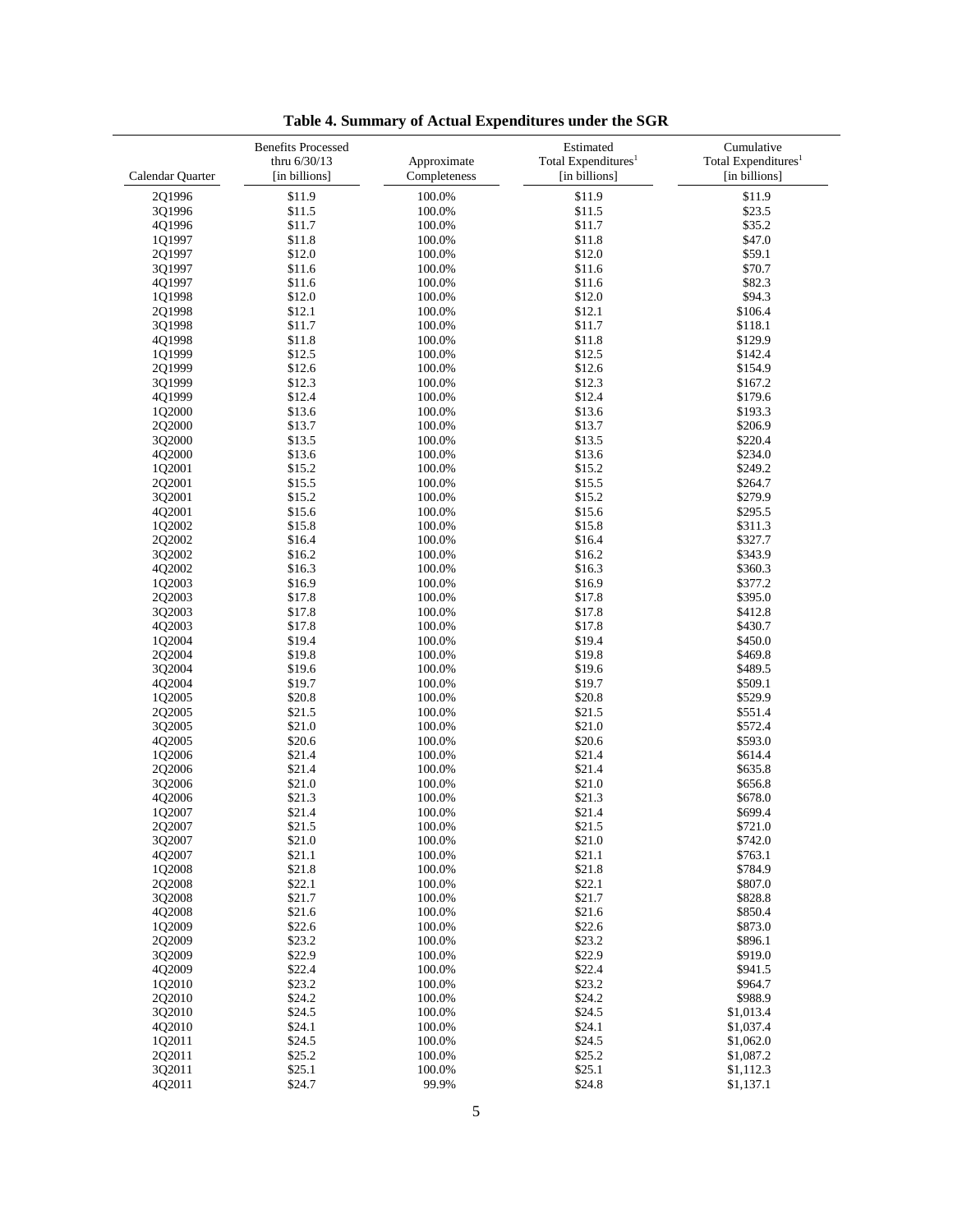**Table 4. Summary of Actual Expenditures under the SGR**

| Calendar Quarter | Benefits Processed thru 6/30/13 [in billions] | Approximate Completeness | Estimated Total Expenditures[1] [in billions] | Cumulative Total Expenditures[1] [in billions] |
|---|---|---|---|---|
| 2Q1996 | $11.9 | 100.0% | $11.9 | $11.9 |
| 3Q1996 | $11.5 | 100.0% | $11.5 | $23.5 |
| 4Q1996 | $11.7 | 100.0% | $11.7 | $35.2 |
| 1Q1997 | $11.8 | 100.0% | $11.8 | $47.0 |
| 2Q1997 | $12.0 | 100.0% | $12.0 | $59.1 |
| 3Q1997 | $11.6 | 100.0% | $11.6 | $70.7 |
| 4Q1997 | $11.6 | 100.0% | $11.6 | $82.3 |
| 1Q1998 | $12.0 | 100.0% | $12.0 | $94.3 |
| 2Q1998 | $12.1 | 100.0% | $12.1 | $106.4 |
| 3Q1998 | $11.7 | 100.0% | $11.7 | $118.1 |
| 4Q1998 | $11.8 | 100.0% | $11.8 | $129.9 |
| 1Q1999 | $12.5 | 100.0% | $12.5 | $142.4 |
| 2Q1999 | $12.6 | 100.0% | $12.6 | $154.9 |
| 3Q1999 | $12.3 | 100.0% | $12.3 | $167.2 |
| 4Q1999 | $12.4 | 100.0% | $12.4 | $179.6 |
| 1Q2000 | $13.6 | 100.0% | $13.6 | $193.3 |
| 2Q2000 | $13.7 | 100.0% | $13.7 | $206.9 |
| 3Q2000 | $13.5 | 100.0% | $13.5 | $220.4 |
| 4Q2000 | $13.6 | 100.0% | $13.6 | $234.0 |
| 1Q2001 | $15.2 | 100.0% | $15.2 | $249.2 |
| 2Q2001 | $15.5 | 100.0% | $15.5 | $264.7 |
| 3Q2001 | $15.2 | 100.0% | $15.2 | $279.9 |
| 4Q2001 | $15.6 | 100.0% | $15.6 | $295.5 |
| 1Q2002 | $15.8 | 100.0% | $15.8 | $311.3 |
| 2Q2002 | $16.4 | 100.0% | $16.4 | $327.7 |
| 3Q2002 | $16.2 | 100.0% | $16.2 | $343.9 |
| 4Q2002 | $16.3 | 100.0% | $16.3 | $360.3 |
| 1Q2003 | $16.9 | 100.0% | $16.9 | $377.2 |
| 2Q2003 | $17.8 | 100.0% | $17.8 | $395.0 |
| 3Q2003 | $17.8 | 100.0% | $17.8 | $412.8 |
| 4Q2003 | $17.8 | 100.0% | $17.8 | $430.7 |
| 1Q2004 | $19.4 | 100.0% | $19.4 | $450.0 |
| 2Q2004 | $19.8 | 100.0% | $19.8 | $469.8 |
| 3Q2004 | $19.6 | 100.0% | $19.6 | $489.5 |
| 4Q2004 | $19.7 | 100.0% | $19.7 | $509.1 |
| 1Q2005 | $20.8 | 100.0% | $20.8 | $529.9 |
| 2Q2005 | $21.5 | 100.0% | $21.5 | $551.4 |
| 3Q2005 | $21.0 | 100.0% | $21.0 | $572.4 |
| 4Q2005 | $20.6 | 100.0% | $20.6 | $593.0 |
| 1Q2006 | $21.4 | 100.0% | $21.4 | $614.4 |
| 2Q2006 | $21.4 | 100.0% | $21.4 | $635.8 |
| 3Q2006 | $21.0 | 100.0% | $21.0 | $656.8 |
| 4Q2006 | $21.3 | 100.0% | $21.3 | $678.0 |
| 1Q2007 | $21.4 | 100.0% | $21.4 | $699.4 |
| 2Q2007 | $21.5 | 100.0% | $21.5 | $721.0 |
| 3Q2007 | $21.0 | 100.0% | $21.0 | $742.0 |
| 4Q2007 | $21.1 | 100.0% | $21.1 | $763.1 |
| 1Q2008 | $21.8 | 100.0% | $21.8 | $784.9 |
| 2Q2008 | $22.1 | 100.0% | $22.1 | $807.0 |
| 3Q2008 | $21.7 | 100.0% | $21.7 | $828.8 |
| 4Q2008 | $21.6 | 100.0% | $21.6 | $850.4 |
| 1Q2009 | $22.6 | 100.0% | $22.6 | $873.0 |
| 2Q2009 | $23.2 | 100.0% | $23.2 | $896.1 |
| 3Q2009 | $22.9 | 100.0% | $22.9 | $919.0 |
| 4Q2009 | $22.4 | 100.0% | $22.4 | $941.5 |
| 1Q2010 | $23.2 | 100.0% | $23.2 | $964.7 |
| 2Q2010 | $24.2 | 100.0% | $24.2 | $988.9 |
| 3Q2010 | $24.5 | 100.0% | $24.5 | $1,013.4 |
| 4Q2010 | $24.1 | 100.0% | $24.1 | $1,037.4 |
| 1Q2011 | $24.5 | 100.0% | $24.5 | $1,062.0 |
| 2Q2011 | $25.2 | 100.0% | $25.2 | $1,087.2 |
| 3Q2011 | $25.1 | 100.0% | $25.1 | $1,112.3 |
| 4Q2011 | $24.7 | 99.9% | $24.8 | $1,137.1 |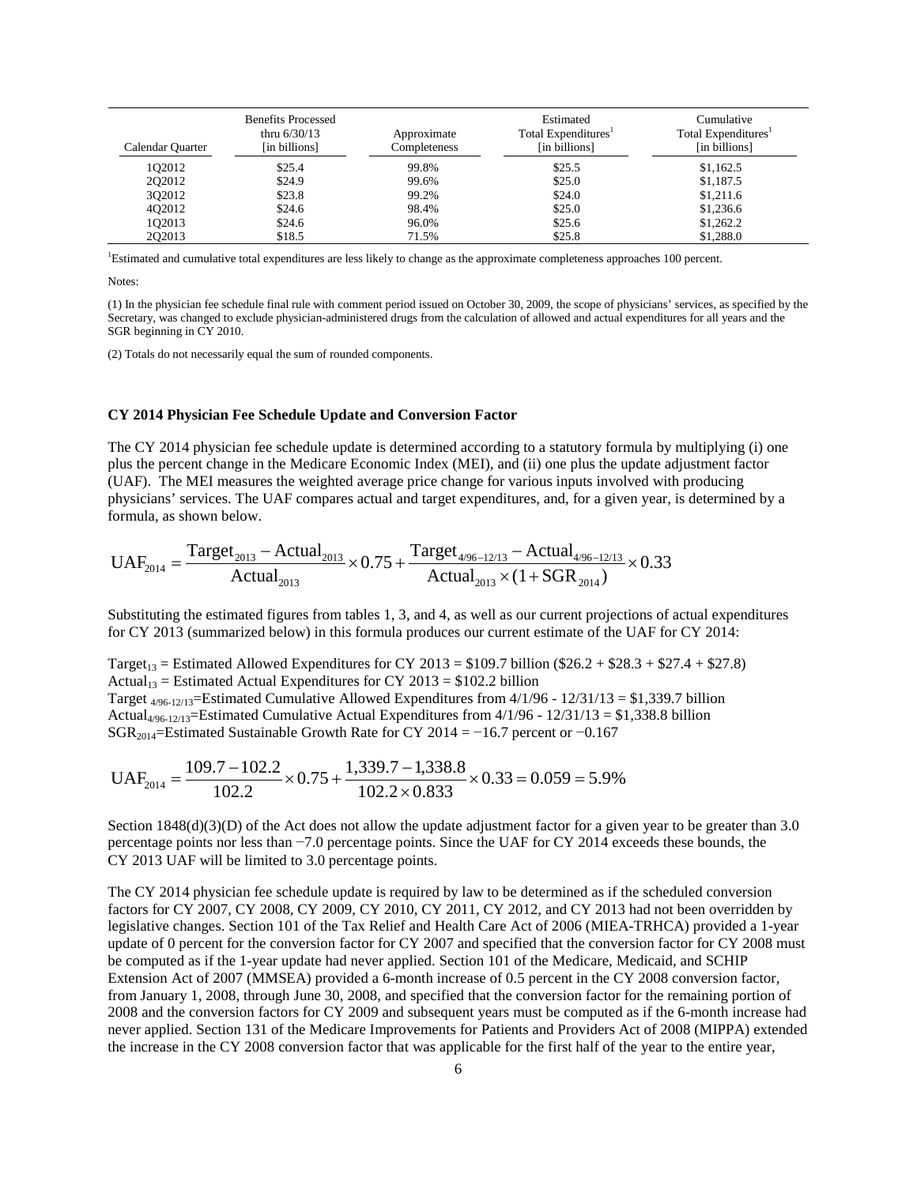| Calendar Quarter | Benefits Processed thru 6/30/13 [in billions] | Approximate Completeness | Estimated Total Expenditures[1] [in billions] | Cumulative Total Expenditures[1] [in billions] |
|---|---|---|---|---|
| 1Q2012 | \$25.4 | 99.8% | \$25.5 | \$1,162.5 |
| 2Q2012 | \$24.9 | 99.6% | \$25.0 | \$1,187.5 |
| 3Q2012 | \$23.8 | 99.2% | \$24.0 | \$1,211.6 |
| 4Q2012 | \$24.6 | 98.4% | \$25.0 | \$1,236.6 |
| 1Q2013 | \$24.6 | 96.0% | \$25.6 | \$1,262.2 |
| 2Q2013 | \$18.5 | 71.5% | \$25.8 | \$1,288.0 |

[1]Estimated and cumulative total expenditures are less likely to change as the approximate completeness approaches 100 percent.

Notes:

(1) In the physician fee schedule final rule with comment period issued on October 30, 2009, the scope of physicians' services, as specified by the Secretary, was changed to exclude physician-administered drugs from the calculation of allowed and actual expenditures for all years and the SGR beginning in CY 2010.

(2) Totals do not necessarily equal the sum of rounded components.

**CY 2014 Physician Fee Schedule Update and Conversion Factor**

The CY 2014 physician fee schedule update is determined according to a statutory formula by multiplying (i) one plus the percent change in the Medicare Economic Index (MEI), and (ii) one plus the update adjustment factor (UAF). The MEI measures the weighted average price change for various inputs involved with producing physicians' services. The UAF compares actual and target expenditures, and, for a given year, is determined by a formula, as shown below.

$$\text{UAF}_{2014} = \frac{\text{Target}_{2013} - \text{Actual}_{2013}}{\text{Actual}_{2013}} \times 0.75 + \frac{\text{Target}_{4/96-12/13} - \text{Actual}_{4/96-12/13}}{\text{Actual}_{2013} \times (1 + \text{SGR}_{2014})} \times 0.33$$

Substituting the estimated figures from tables 1, 3, and 4, as well as our current projections of actual expenditures for CY 2013 (summarized below) in this formula produces our current estimate of the UAF for CY 2014:

$\text{Target}_{13}$ = Estimated Allowed Expenditures for CY 2013 = \$109.7 billion (\$26.2 + \$28.3 + \$27.4 + \$27.8)
$\text{Actual}_{13}$ = Estimated Actual Expenditures for CY 2013 = \$102.2 billion
$\text{Target}_{4/96-12/13}$=Estimated Cumulative Allowed Expenditures from 4/1/96 - 12/31/13 = \$1,339.7 billion
$\text{Actual}_{4/96-12/13}$=Estimated Cumulative Actual Expenditures from 4/1/96 - 12/31/13 = \$1,338.8 billion
$\text{SGR}_{2014}$=Estimated Sustainable Growth Rate for CY 2014 = −16.7 percent or −0.167

$$\text{UAF}_{2014} = \frac{109.7 - 102.2}{102.2} \times 0.75 + \frac{1{,}339.7 - 1{,}338.8}{102.2 \times 0.833} \times 0.33 = 0.059 = 5.9\%$$

Section 1848(d)(3)(D) of the Act does not allow the update adjustment factor for a given year to be greater than 3.0 percentage points nor less than −7.0 percentage points. Since the UAF for CY 2014 exceeds these bounds, the CY 2013 UAF will be limited to 3.0 percentage points.

The CY 2014 physician fee schedule update is required by law to be determined as if the scheduled conversion factors for CY 2007, CY 2008, CY 2009, CY 2010, CY 2011, CY 2012, and CY 2013 had not been overridden by legislative changes. Section 101 of the Tax Relief and Health Care Act of 2006 (MIEA-TRHCA) provided a 1-year update of 0 percent for the conversion factor for CY 2007 and specified that the conversion factor for CY 2008 must be computed as if the 1-year update had never applied. Section 101 of the Medicare, Medicaid, and SCHIP Extension Act of 2007 (MMSEA) provided a 6-month increase of 0.5 percent in the CY 2008 conversion factor, from January 1, 2008, through June 30, 2008, and specified that the conversion factor for the remaining portion of 2008 and the conversion factors for CY 2009 and subsequent years must be computed as if the 6-month increase had never applied. Section 131 of the Medicare Improvements for Patients and Providers Act of 2008 (MIPPA) extended the increase in the CY 2008 conversion factor that was applicable for the first half of the year to the entire year,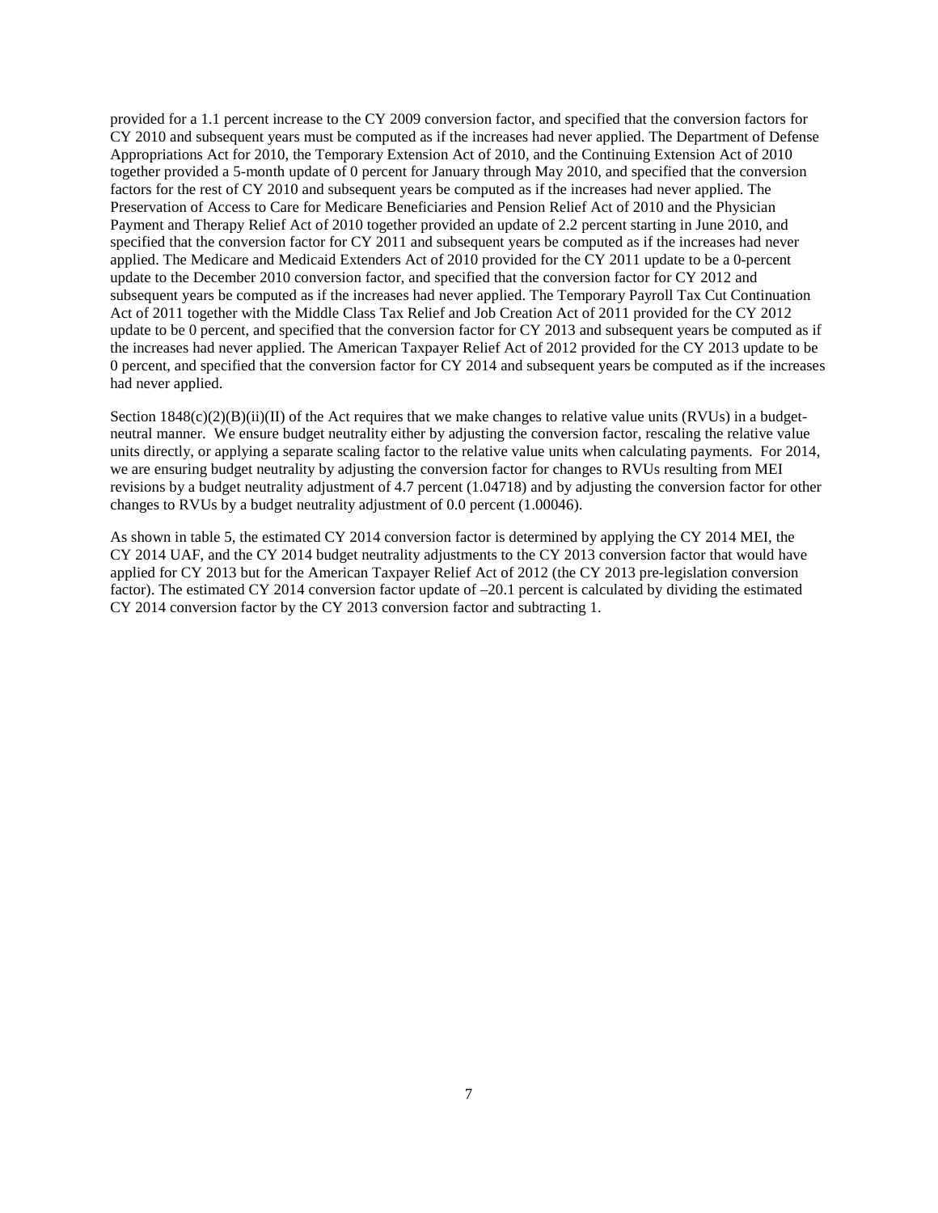provided for a 1.1 percent increase to the CY 2009 conversion factor, and specified that the conversion factors for CY 2010 and subsequent years must be computed as if the increases had never applied. The Department of Defense Appropriations Act for 2010, the Temporary Extension Act of 2010, and the Continuing Extension Act of 2010 together provided a 5-month update of 0 percent for January through May 2010, and specified that the conversion factors for the rest of CY 2010 and subsequent years be computed as if the increases had never applied. The Preservation of Access to Care for Medicare Beneficiaries and Pension Relief Act of 2010 and the Physician Payment and Therapy Relief Act of 2010 together provided an update of 2.2 percent starting in June 2010, and specified that the conversion factor for CY 2011 and subsequent years be computed as if the increases had never applied. The Medicare and Medicaid Extenders Act of 2010 provided for the CY 2011 update to be a 0-percent update to the December 2010 conversion factor, and specified that the conversion factor for CY 2012 and subsequent years be computed as if the increases had never applied. The Temporary Payroll Tax Cut Continuation Act of 2011 together with the Middle Class Tax Relief and Job Creation Act of 2011 provided for the CY 2012 update to be 0 percent, and specified that the conversion factor for CY 2013 and subsequent years be computed as if the increases had never applied. The American Taxpayer Relief Act of 2012 provided for the CY 2013 update to be 0 percent, and specified that the conversion factor for CY 2014 and subsequent years be computed as if the increases had never applied.

Section 1848(c)(2)(B)(ii)(II) of the Act requires that we make changes to relative value units (RVUs) in a budget-neutral manner. We ensure budget neutrality either by adjusting the conversion factor, rescaling the relative value units directly, or applying a separate scaling factor to the relative value units when calculating payments. For 2014, we are ensuring budget neutrality by adjusting the conversion factor for changes to RVUs resulting from MEI revisions by a budget neutrality adjustment of 4.7 percent (1.04718) and by adjusting the conversion factor for other changes to RVUs by a budget neutrality adjustment of 0.0 percent (1.00046).

As shown in table 5, the estimated CY 2014 conversion factor is determined by applying the CY 2014 MEI, the CY 2014 UAF, and the CY 2014 budget neutrality adjustments to the CY 2013 conversion factor that would have applied for CY 2013 but for the American Taxpayer Relief Act of 2012 (the CY 2013 pre-legislation conversion factor). The estimated CY 2014 conversion factor update of –20.1 percent is calculated by dividing the estimated CY 2014 conversion factor by the CY 2013 conversion factor and subtracting 1.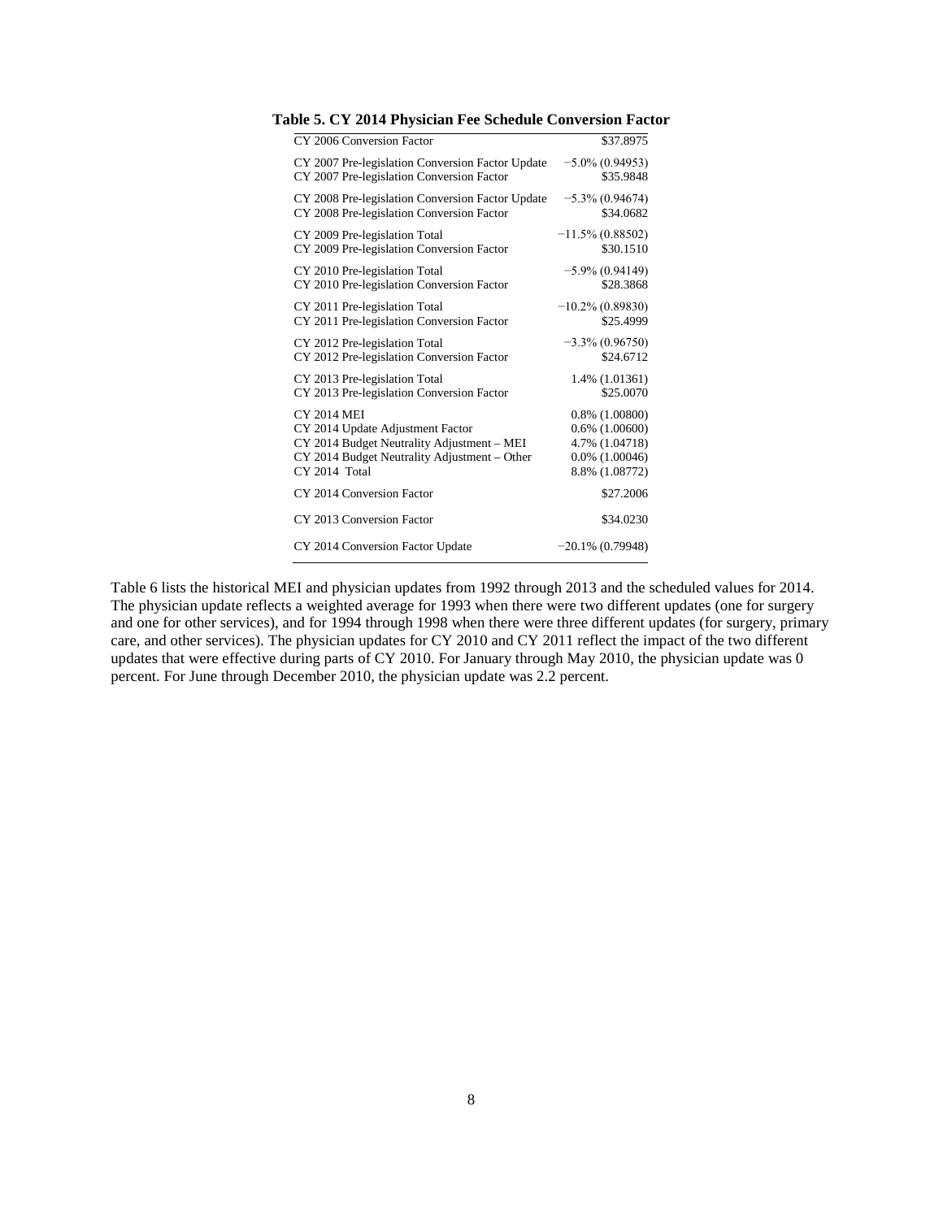**Table 5. CY 2014 Physician Fee Schedule Conversion Factor**

| | |
|---|---|
| CY 2006 Conversion Factor | \$37.8975 |
| CY 2007 Pre-legislation Conversion Factor Update | −5.0% (0.94953) |
| CY 2007 Pre-legislation Conversion Factor | \$35.9848 |
| CY 2008 Pre-legislation Conversion Factor Update | −5.3% (0.94674) |
| CY 2008 Pre-legislation Conversion Factor | \$34.0682 |
| CY 2009 Pre-legislation Total | −11.5% (0.88502) |
| CY 2009 Pre-legislation Conversion Factor | \$30.1510 |
| CY 2010 Pre-legislation Total | −5.9% (0.94149) |
| CY 2010 Pre-legislation Conversion Factor | \$28.3868 |
| CY 2011 Pre-legislation Total | −10.2% (0.89830) |
| CY 2011 Pre-legislation Conversion Factor | \$25.4999 |
| CY 2012 Pre-legislation Total | −3.3% (0.96750) |
| CY 2012 Pre-legislation Conversion Factor | \$24.6712 |
| CY 2013 Pre-legislation Total | 1.4% (1.01361) |
| CY 2013 Pre-legislation Conversion Factor | \$25.0070 |
| CY 2014 MEI | 0.8% (1.00800) |
| CY 2014 Update Adjustment Factor | 0.6% (1.00600) |
| CY 2014 Budget Neutrality Adjustment – MEI | 4.7% (1.04718) |
| CY 2014 Budget Neutrality Adjustment – Other | 0.0% (1.00046) |
| CY 2014 Total | 8.8% (1.08772) |
| CY 2014 Conversion Factor | \$27.2006 |
| CY 2013 Conversion Factor | \$34.0230 |
| CY 2014 Conversion Factor Update | −20.1% (0.79948) |

Table 6 lists the historical MEI and physician updates from 1992 through 2013 and the scheduled values for 2014. The physician update reflects a weighted average for 1993 when there were two different updates (one for surgery and one for other services), and for 1994 through 1998 when there were three different updates (for surgery, primary care, and other services). The physician updates for CY 2010 and CY 2011 reflect the impact of the two different updates that were effective during parts of CY 2010. For January through May 2010, the physician update was 0 percent. For June through December 2010, the physician update was 2.2 percent.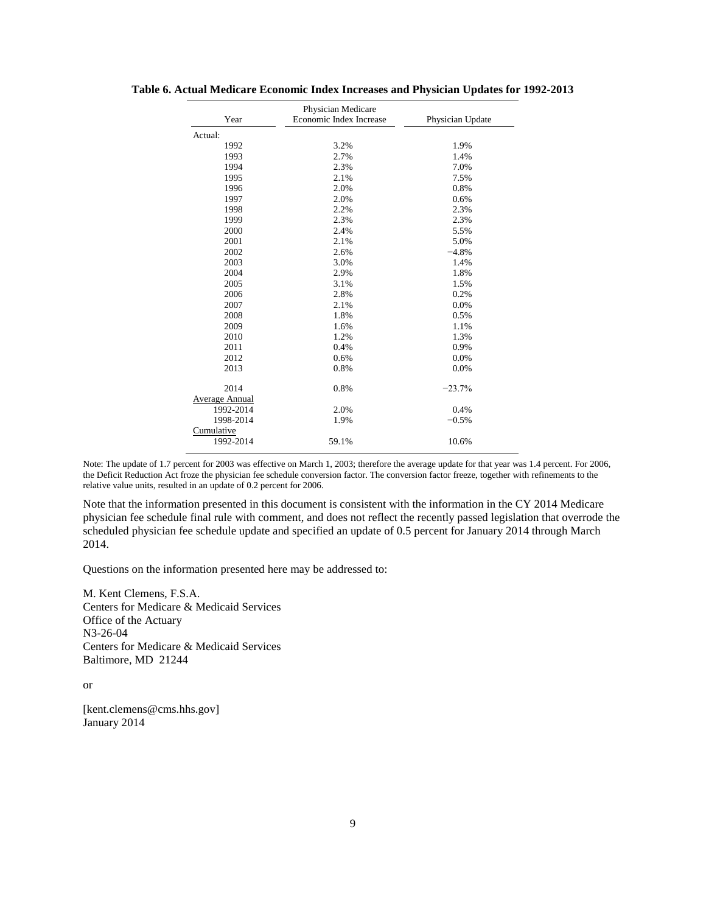**Table 6. Actual Medicare Economic Index Increases and Physician Updates for 1992-2013**

| Year | Physician Medicare Economic Index Increase | Physician Update |
|---|---|---|
| Actual: | | |
| 1992 | 3.2% | 1.9% |
| 1993 | 2.7% | 1.4% |
| 1994 | 2.3% | 7.0% |
| 1995 | 2.1% | 7.5% |
| 1996 | 2.0% | 0.8% |
| 1997 | 2.0% | 0.6% |
| 1998 | 2.2% | 2.3% |
| 1999 | 2.3% | 2.3% |
| 2000 | 2.4% | 5.5% |
| 2001 | 2.1% | 5.0% |
| 2002 | 2.6% | −4.8% |
| 2003 | 3.0% | 1.4% |
| 2004 | 2.9% | 1.8% |
| 2005 | 3.1% | 1.5% |
| 2006 | 2.8% | 0.2% |
| 2007 | 2.1% | 0.0% |
| 2008 | 1.8% | 0.5% |
| 2009 | 1.6% | 1.1% |
| 2010 | 1.2% | 1.3% |
| 2011 | 0.4% | 0.9% |
| 2012 | 0.6% | 0.0% |
| 2013 | 0.8% | 0.0% |
| 2014 | 0.8% | −23.7% |
| Average Annual | | |
| 1992-2014 | 2.0% | 0.4% |
| 1998-2014 | 1.9% | −0.5% |
| Cumulative | | |
| 1992-2014 | 59.1% | 10.6% |

Note: The update of 1.7 percent for 2003 was effective on March 1, 2003; therefore the average update for that year was 1.4 percent. For 2006, the Deficit Reduction Act froze the physician fee schedule conversion factor. The conversion factor freeze, together with refinements to the relative value units, resulted in an update of 0.2 percent for 2006.

Note that the information presented in this document is consistent with the information in the CY 2014 Medicare physician fee schedule final rule with comment, and does not reflect the recently passed legislation that overrode the scheduled physician fee schedule update and specified an update of 0.5 percent for January 2014 through March 2014.

Questions on the information presented here may be addressed to:

M. Kent Clemens, F.S.A.
Centers for Medicare & Medicaid Services
Office of the Actuary
N3-26-04
Centers for Medicare & Medicaid Services
Baltimore, MD 21244

or

[kent.clemens@cms.hhs.gov]
January 2014